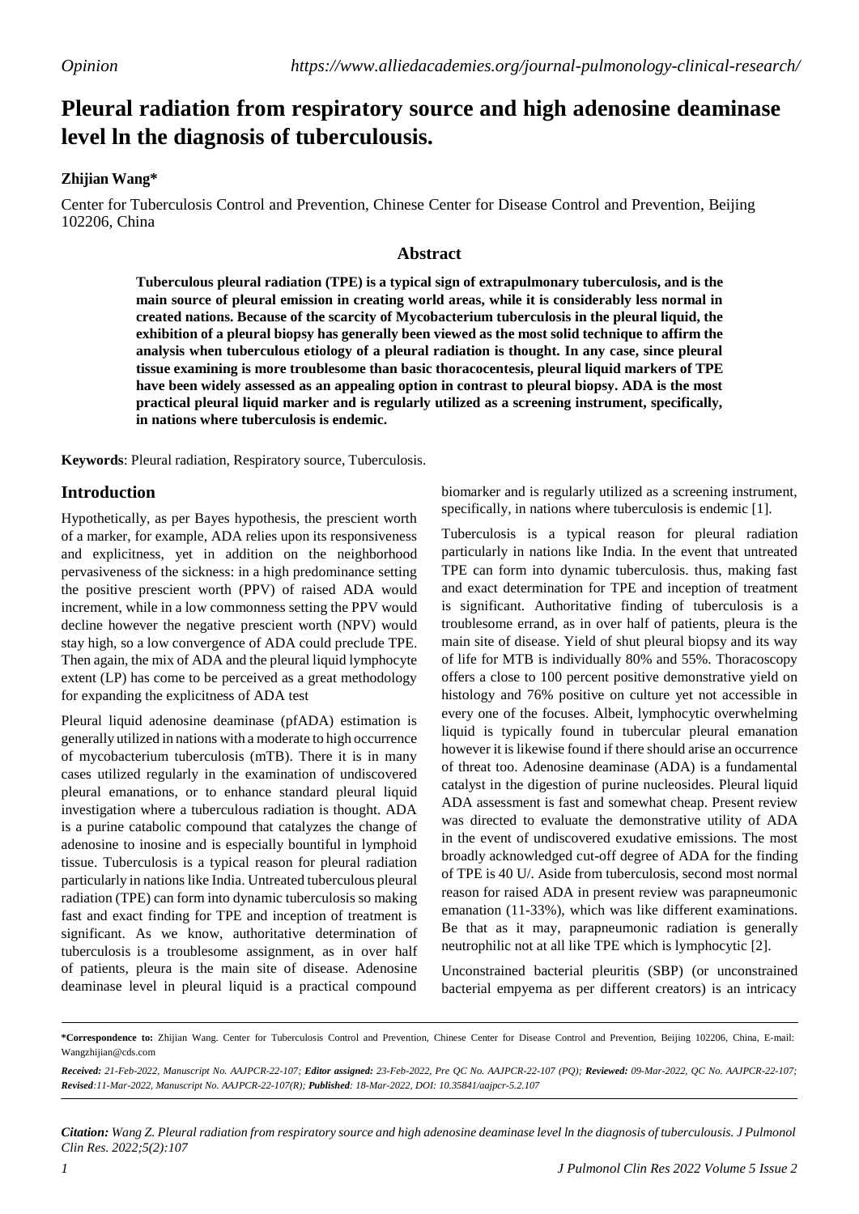Opinion https://www.alliedacademies.org/journal-pulmonology-clinical-research/

# Pleural radiation from respiratory source and high adenosine deaminase level ln the diagnosis of tuberculousis.

**Zhijian Wang***

Center for Tuberculosis Control and Prevention, Chinese Center for Disease Control and Prevention, Beijing 102206, China

## Abstract

**Tuberculous pleural radiation (TPE) is a typical sign of extrapulmonary tuberculosis, and is the main source of pleural emission in creating world areas, while it is considerably less normal in created nations. Because of the scarcity of Mycobacterium tuberculosis in the pleural liquid, the exhibition of a pleural biopsy has generally been viewed as the most solid technique to affirm the analysis when tuberculous etiology of a pleural radiation is thought. In any case, since pleural tissue examining is more troublesome than basic thoracentesis, pleural liquid markers of TPE have been widely assessed as an appealing option in contrast to pleural biopsy. ADA is the most practical pleural liquid marker and is regularly utilized as a screening instrument, specifically, in nations where tuberculosis is endemic.**

**Keywords**: Pleural radiation, Respiratory source, Tuberculosis.

## Introduction

Hypothetically, as per Bayes hypothesis, the prescient worth of a marker, for example, ADA relies upon its responsiveness and explicitness, yet in addition on the neighborhood pervasiveness of the sickness: in a high predominance setting the positive prescient worth (PPV) of raised ADA would increment, while in a low commonness setting the PPV would decline however the negative prescient worth (NPV) would stay high, so a low convergence of ADA could preclude TPE. Then again, the mix of ADA and the pleural liquid lymphocyte extent (LP) has come to be perceived as a great methodology for expanding the explicitness of ADA test

Pleural liquid adenosine deaminase (pfADA) estimation is generally utilized in nations with a moderate to high occurrence of mycobacterium tuberculosis (mTB). There it is in many cases utilized regularly in the examination of undiscovered pleural emanations, or to enhance standard pleural liquid investigation where a tuberculous radiation is thought. ADA is a purine catabolic compound that catalyzes the change of adenosine to inosine and is especially bountiful in lymphoid tissue. Tuberculosis is a typical reason for pleural radiation particularly in nations like India. Untreated tuberculous pleural radiation (TPE) can form into dynamic tuberculosis so making fast and exact finding for TPE and inception of treatment is significant. As we know, authoritative determination of tuberculosis is a troublesome assignment, as in over half of patients, pleura is the main site of disease. Adenosine deaminase level in pleural liquid is a practical compound biomarker and is regularly utilized as a screening instrument, specifically, in nations where tuberculosis is endemic [1].

Tuberculosis is a typical reason for pleural radiation particularly in nations like India. In the event that untreated TPE can form into dynamic tuberculosis. thus, making fast and exact determination for TPE and inception of treatment is significant. Authoritative finding of tuberculosis is a troublesome errand, as in over half of patients, pleura is the main site of disease. Yield of shut pleural biopsy and its way of life for MTB is individually 80% and 55%. Thoracoscopy offers a close to 100 percent positive demonstrative yield on histology and 76% positive on culture yet not accessible in every one of the focuses. Albeit, lymphocytic overwhelming liquid is typically found in tubercular pleural emanation however it is likewise found if there should arise an occurrence of threat too. Adenosine deaminase (ADA) is a fundamental catalyst in the digestion of purine nucleosides. Pleural liquid ADA assessment is fast and somewhat cheap. Present review was directed to evaluate the demonstrative utility of ADA in the event of undiscovered exudative emissions. The most broadly acknowledged cut-off degree of ADA for the finding of TPE is 40 U/. Aside from tuberculosis, second most normal reason for raised ADA in present review was parapneumonic emanation (11-33%), which was like different examinations. Be that as it may, parapneumonic radiation is generally neutrophilic not at all like TPE which is lymphocytic [2].

Unconstrained bacterial pleuritis (SBP) (or unconstrained bacterial empyema as per different creators) is an intricacy

---

***Correspondence to:** Zhijian Wang. Center for Tuberculosis Control and Prevention, Chinese Center for Disease Control and Prevention, Beijing 102206, China, E-mail: Wangzhijian@cds.com

***Received:** 21-Feb-2022, Manuscript No. AAJPCR-22-107; **Editor assigned:** 23-Feb-2022, Pre QC No. AAJPCR-22-107 (PQ); **Reviewed:** 09-Mar-2022, QC No. AAJPCR-22-107; **Revised**:11-Mar-2022, Manuscript No. AAJPCR-22-107(R); **Published**: 18-Mar-2022, DOI: 10.35841/aajpcr-5.2.107*

***Citation:** Wang Z. Pleural radiation from respiratory source and high adenosine deaminase level ln the diagnosis of tuberculousis. J Pulmonol Clin Res. 2022;5(2):107*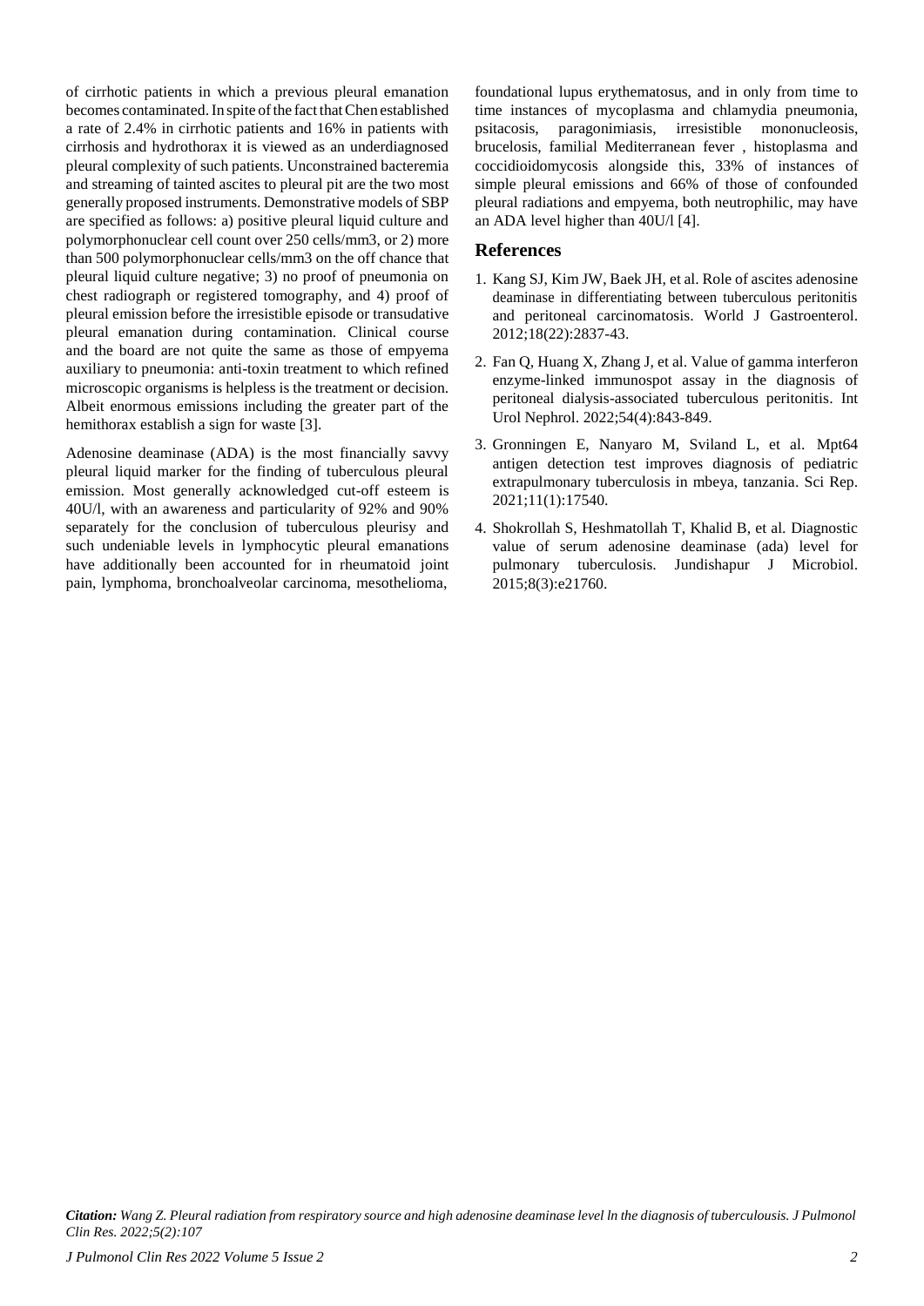of cirrhotic patients in which a previous pleural emanation becomes contaminated. In spite of the fact that Chen established a rate of 2.4% in cirrhotic patients and 16% in patients with cirrhosis and hydrothorax it is viewed as an underdiagnosed pleural complexity of such patients. Unconstrained bacteremia and streaming of tainted ascites to pleural pit are the two most generally proposed instruments. Demonstrative models of SBP are specified as follows: a) positive pleural liquid culture and polymorphonuclear cell count over 250 cells/mm3, or 2) more than 500 polymorphonuclear cells/mm3 on the off chance that pleural liquid culture negative; 3) no proof of pneumonia on chest radiograph or registered tomography, and 4) proof of pleural emission before the irresistible episode or transudative pleural emanation during contamination. Clinical course and the board are not quite the same as those of empyema auxiliary to pneumonia: anti-toxin treatment to which refined microscopic organisms is helpless is the treatment or decision. Albeit enormous emissions including the greater part of the hemithorax establish a sign for waste [3].

Adenosine deaminase (ADA) is the most financially savvy pleural liquid marker for the finding of tuberculous pleural emission. Most generally acknowledged cut-off esteem is 40U/l, with an awareness and particularity of 92% and 90% separately for the conclusion of tuberculous pleurisy and such undeniable levels in lymphocytic pleural emanations have additionally been accounted for in rheumatoid joint pain, lymphoma, bronchoalveolar carcinoma, mesothelioma, foundational lupus erythematosus, and in only from time to time instances of mycoplasma and chlamydia pneumonia, psitacosis, paragonimiasis, irresistible mononucleosis, brucelosis, familial Mediterranean fever , histoplasma and coccidioidomycosis alongside this, 33% of instances of simple pleural emissions and 66% of those of confounded pleural radiations and empyema, both neutrophilic, may have an ADA level higher than 40U/l [4].

## References

1. Kang SJ, Kim JW, Baek JH, et al. Role of ascites adenosine deaminase in differentiating between tuberculous peritonitis and peritoneal carcinomatosis. World J Gastroenterol. 2012;18(22):2837-43.
2. Fan Q, Huang X, Zhang J, et al. Value of gamma interferon enzyme-linked immunospot assay in the diagnosis of peritoneal dialysis-associated tuberculous peritonitis. Int Urol Nephrol. 2022;54(4):843-849.
3. Gronningen E, Nanyaro M, Sviland L, et al. Mpt64 antigen detection test improves diagnosis of pediatric extrapulmonary tuberculosis in mbeya, tanzania. Sci Rep. 2021;11(1):17540.
4. Shokrollah S, Heshmatollah T, Khalid B, et al. Diagnostic value of serum adenosine deaminase (ada) level for pulmonary tuberculosis. Jundishapur J Microbiol. 2015;8(3):e21760.

***Citation:*** *Wang Z. Pleural radiation from respiratory source and high adenosine deaminase level ln the diagnosis of tuberculousis. J Pulmonol Clin Res. 2022;5(2):107*